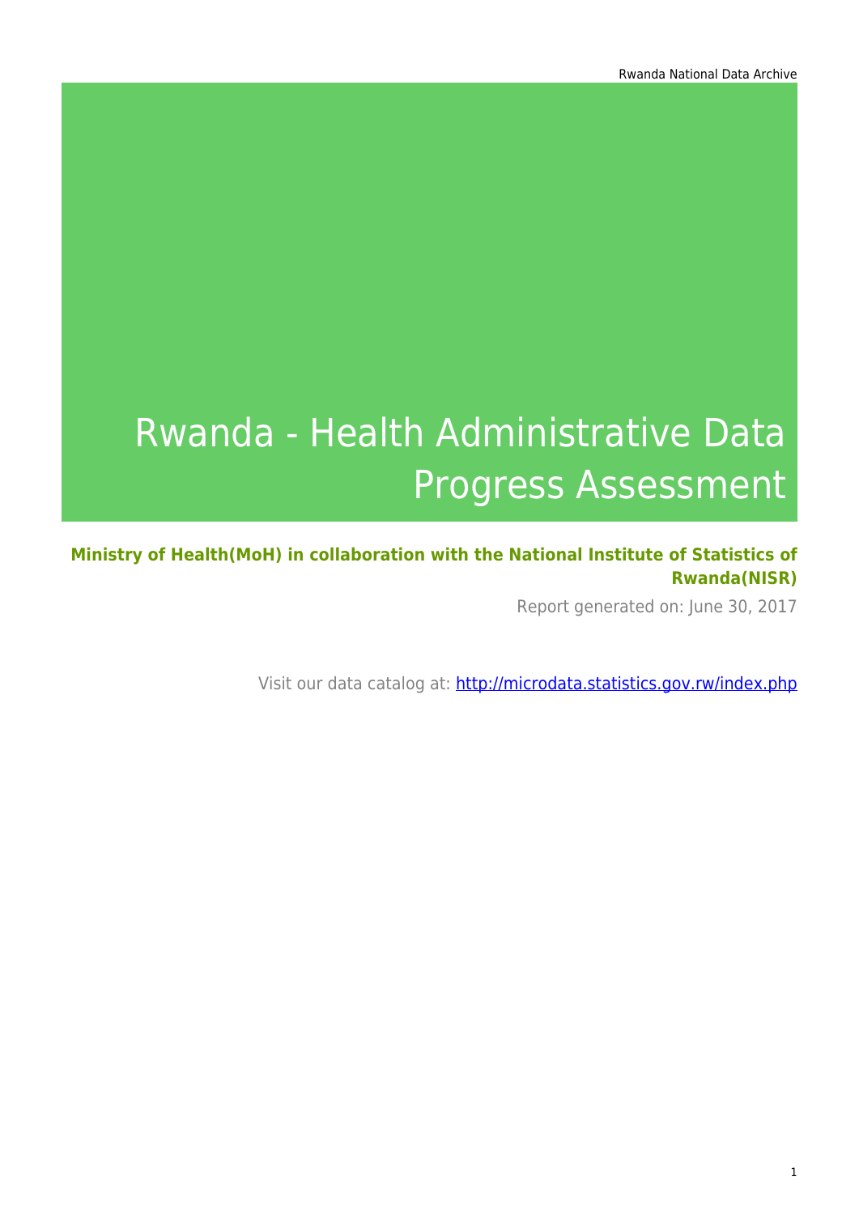# Rwanda - Health Administrative Data Progress Assessment

**Ministry of Health(MoH) in collaboration with the National Institute of Statistics of Rwanda(NISR)**

Report generated on: June 30, 2017

Visit our data catalog at: [http://microdata.statistics.gov.rw/index.php](http://microdata.statistics.gov.rw/index.php)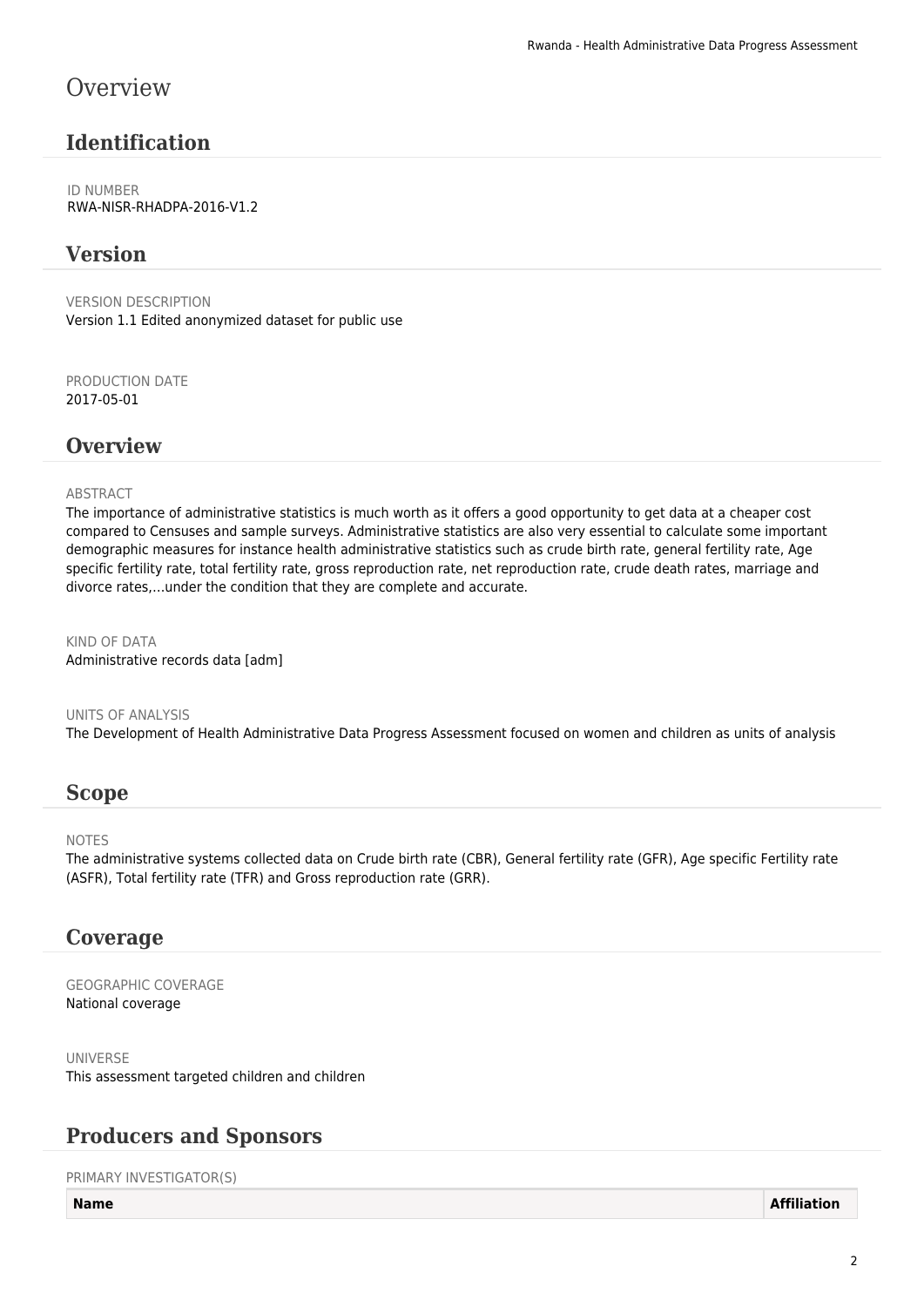# Overview

## Identification

ID NUMBER
RWA-NISR-RHADPA-2016-V1.2

## Version

VERSION DESCRIPTION
Version 1.1 Edited anonymized dataset for public use

PRODUCTION DATE
2017-05-01

## Overview

ABSTRACT
The importance of administrative statistics is much worth as it offers a good opportunity to get data at a cheaper cost compared to Censuses and sample surveys. Administrative statistics are also very essential to calculate some important demographic measures for instance health administrative statistics such as crude birth rate, general fertility rate, Age specific fertility rate, total fertility rate, gross reproduction rate, net reproduction rate, crude death rates, marriage and divorce rates,...under the condition that they are complete and accurate.

KIND OF DATA
Administrative records data [adm]

UNITS OF ANALYSIS
The Development of Health Administrative Data Progress Assessment focused on women and children as units of analysis

## Scope

NOTES
The administrative systems collected data on Crude birth rate (CBR), General fertility rate (GFR), Age specific Fertility rate (ASFR), Total fertility rate (TFR) and Gross reproduction rate (GRR).

## Coverage

GEOGRAPHIC COVERAGE
National coverage

UNIVERSE
This assessment targeted children and children

## Producers and Sponsors

PRIMARY INVESTIGATOR(S)

| Name | Affiliation |
|---|---|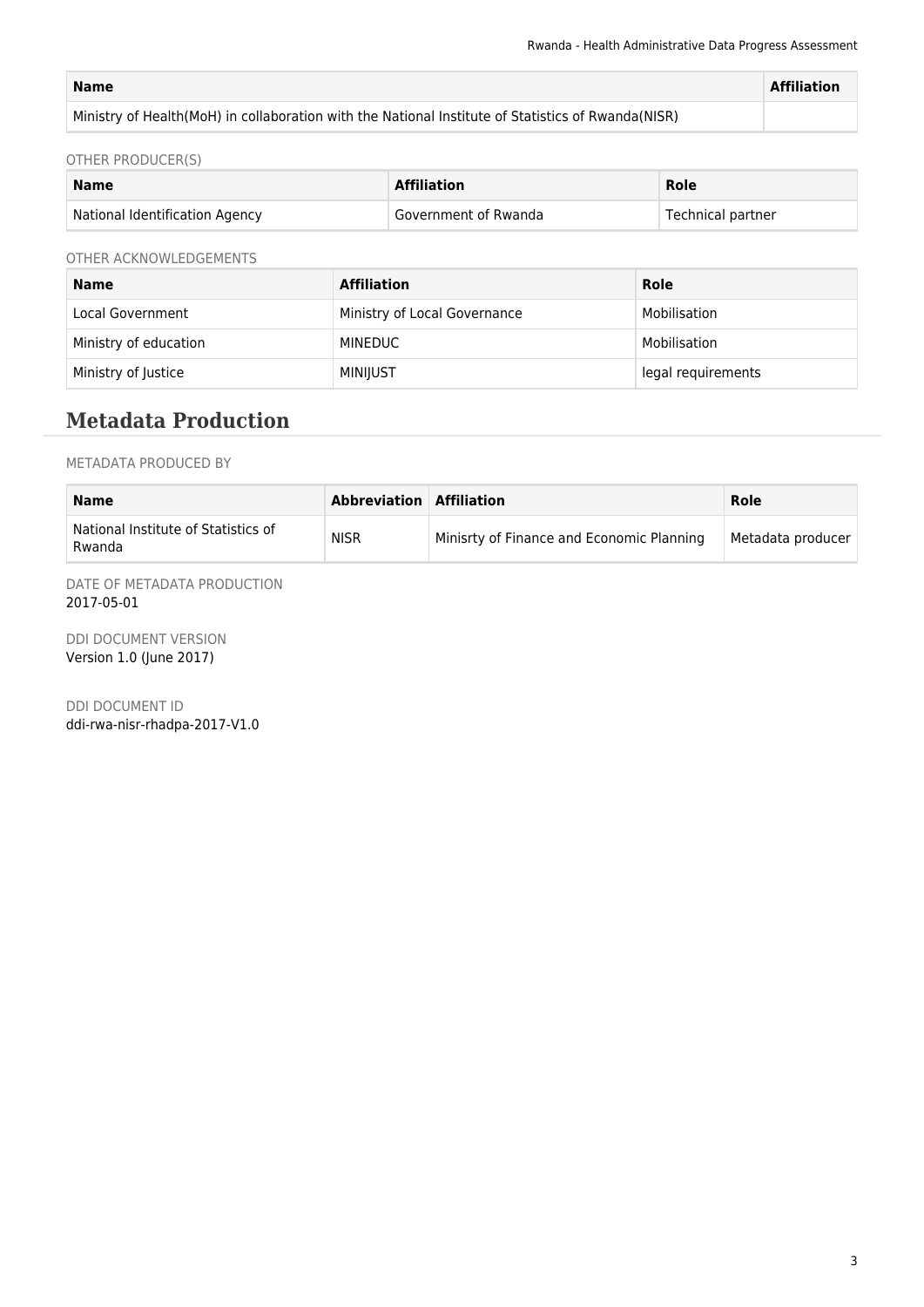| Name | Affiliation |
| --- | --- |
| Ministry of Health(MoH) in collaboration with the National Institute of Statistics of Rwanda(NISR) | |

OTHER PRODUCER(S)

| Name | Affiliation | Role |
| --- | --- | --- |
| National Identification Agency | Government of Rwanda | Technical partner |

OTHER ACKNOWLEDGEMENTS

| Name | Affiliation | Role |
| --- | --- | --- |
| Local Government | Ministry of Local Governance | Mobilisation |
| Ministry of education | MINEDUC | Mobilisation |
| Ministry of Justice | MINIJUST | legal requirements |

## Metadata Production

METADATA PRODUCED BY

| Name | Abbreviation | Affiliation | Role |
| --- | --- | --- | --- |
| National Institute of Statistics of Rwanda | NISR | Minisrty of Finance and Economic Planning | Metadata producer |

DATE OF METADATA PRODUCTION
2017-05-01

DDI DOCUMENT VERSION
Version 1.0 (June 2017)

DDI DOCUMENT ID
ddi-rwa-nisr-rhadpa-2017-V1.0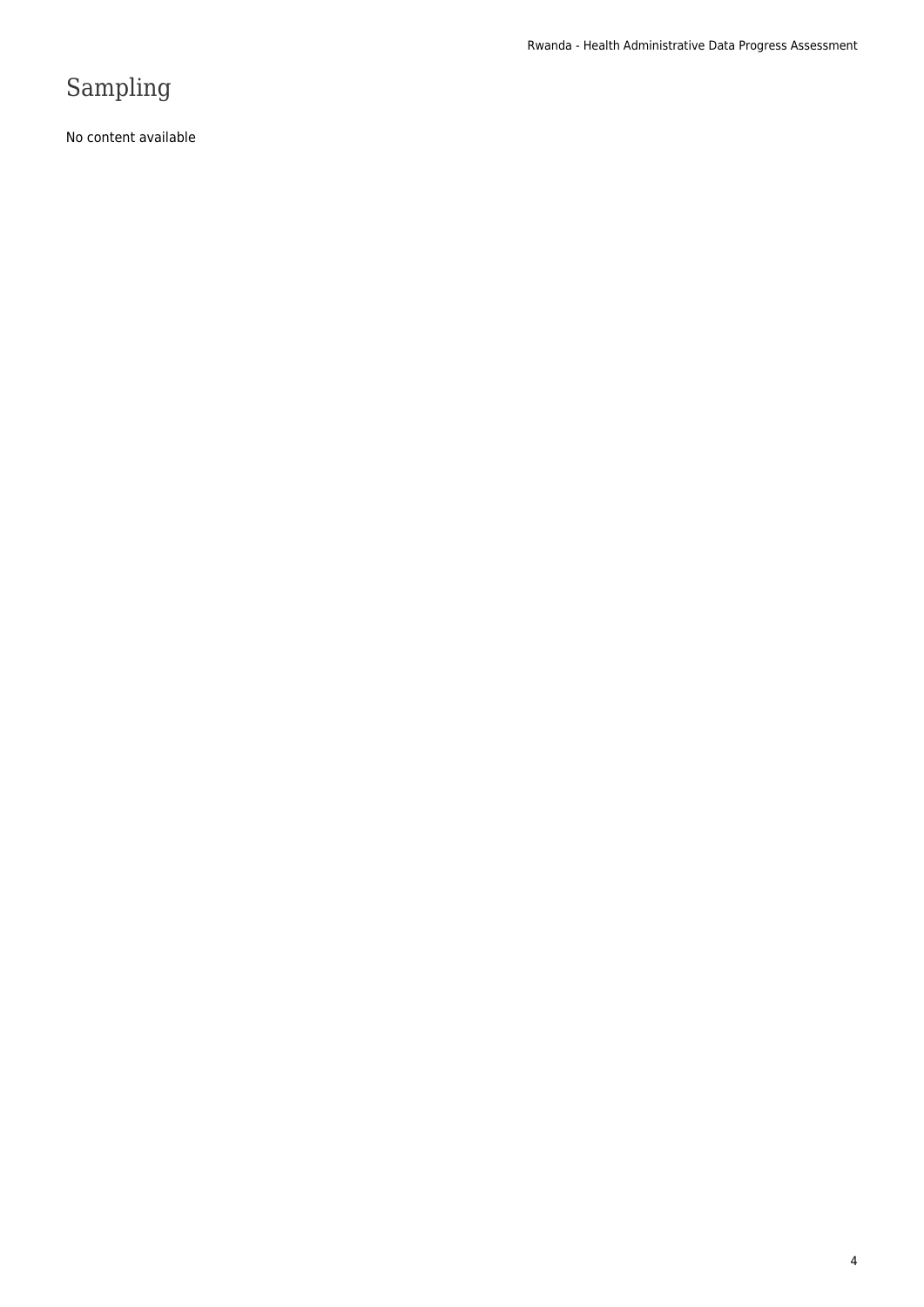# Sampling

No content available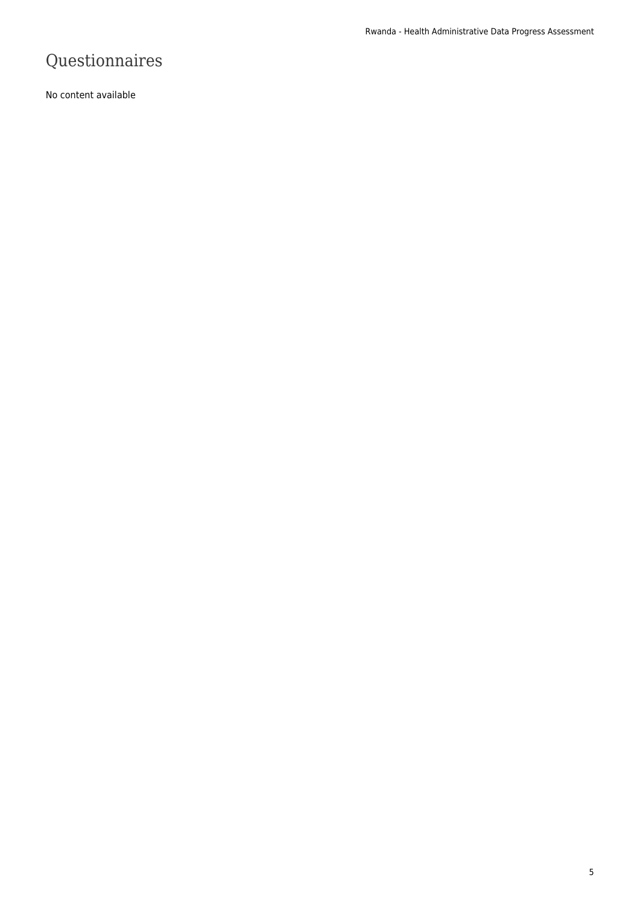# Questionnaires

No content available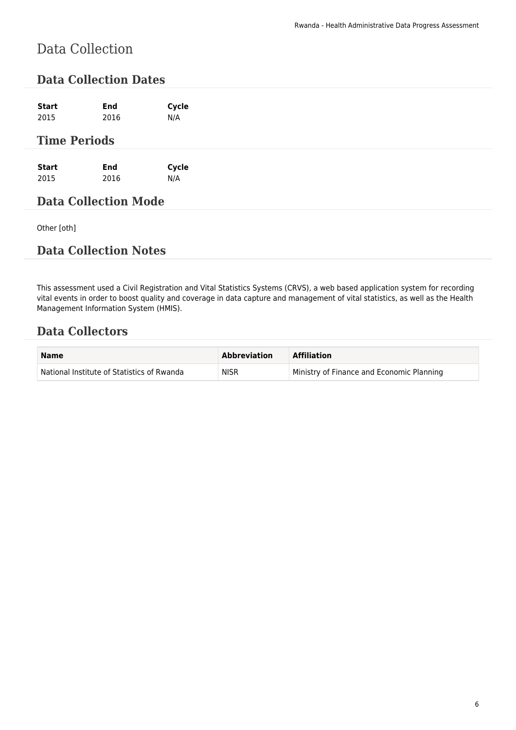# Data Collection

## Data Collection Dates

| Start | End | Cycle |
| --- | --- | --- |
| 2015 | 2016 | N/A |

## Time Periods

| Start | End | Cycle |
| --- | --- | --- |
| 2015 | 2016 | N/A |

## Data Collection Mode

Other [oth]

## Data Collection Notes

This assessment used a Civil Registration and Vital Statistics Systems (CRVS), a web based application system for recording vital events in order to boost quality and coverage in data capture and management of vital statistics, as well as the Health Management Information System (HMIS).

## Data Collectors

| Name | Abbreviation | Affiliation |
| --- | --- | --- |
| National Institute of Statistics of Rwanda | NISR | Ministry of Finance and Economic Planning |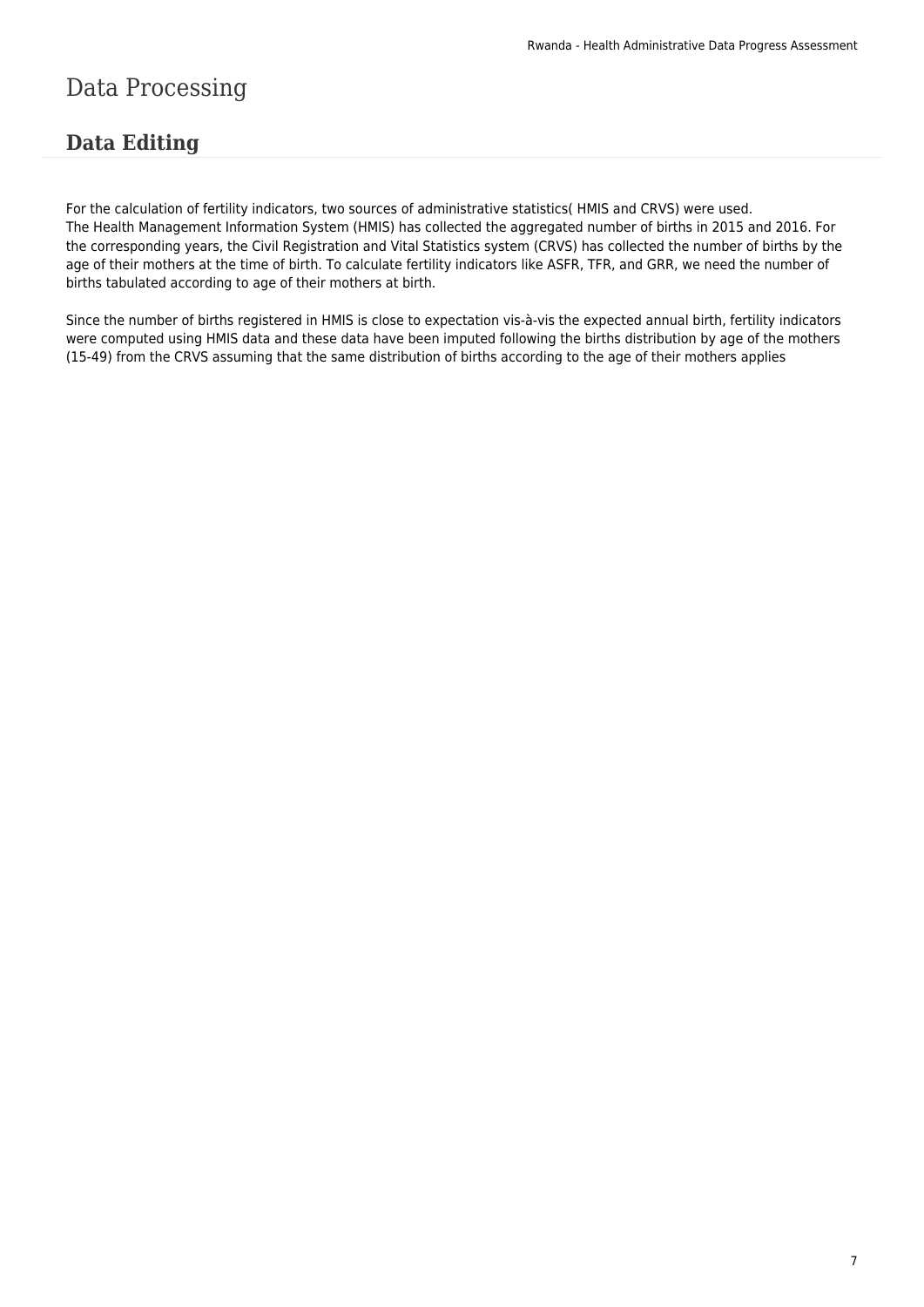# Data Processing

## Data Editing

For the calculation of fertility indicators, two sources of administrative statistics( HMIS and CRVS) were used.
The Health Management Information System (HMIS) has collected the aggregated number of births in 2015 and 2016. For the corresponding years, the Civil Registration and Vital Statistics system (CRVS) has collected the number of births by the age of their mothers at the time of birth. To calculate fertility indicators like ASFR, TFR, and GRR, we need the number of births tabulated according to age of their mothers at birth.

Since the number of births registered in HMIS is close to expectation vis-à-vis the expected annual birth, fertility indicators were computed using HMIS data and these data have been imputed following the births distribution by age of the mothers (15-49) from the CRVS assuming that the same distribution of births according to the age of their mothers applies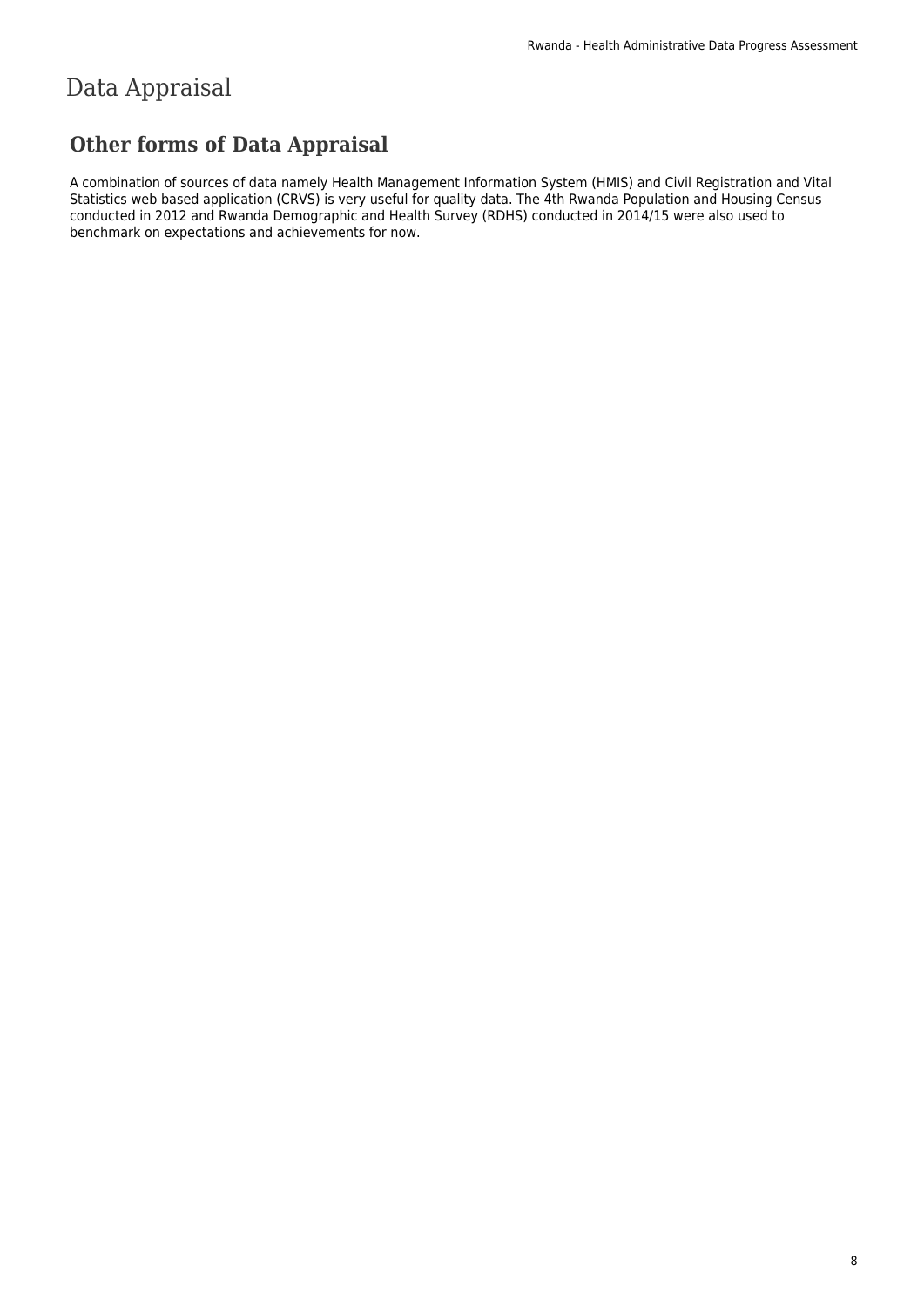# Data Appraisal

## Other forms of Data Appraisal

A combination of sources of data namely Health Management Information System (HMIS) and Civil Registration and Vital Statistics web based application (CRVS) is very useful for quality data. The 4th Rwanda Population and Housing Census conducted in 2012 and Rwanda Demographic and Health Survey (RDHS) conducted in 2014/15 were also used to benchmark on expectations and achievements for now.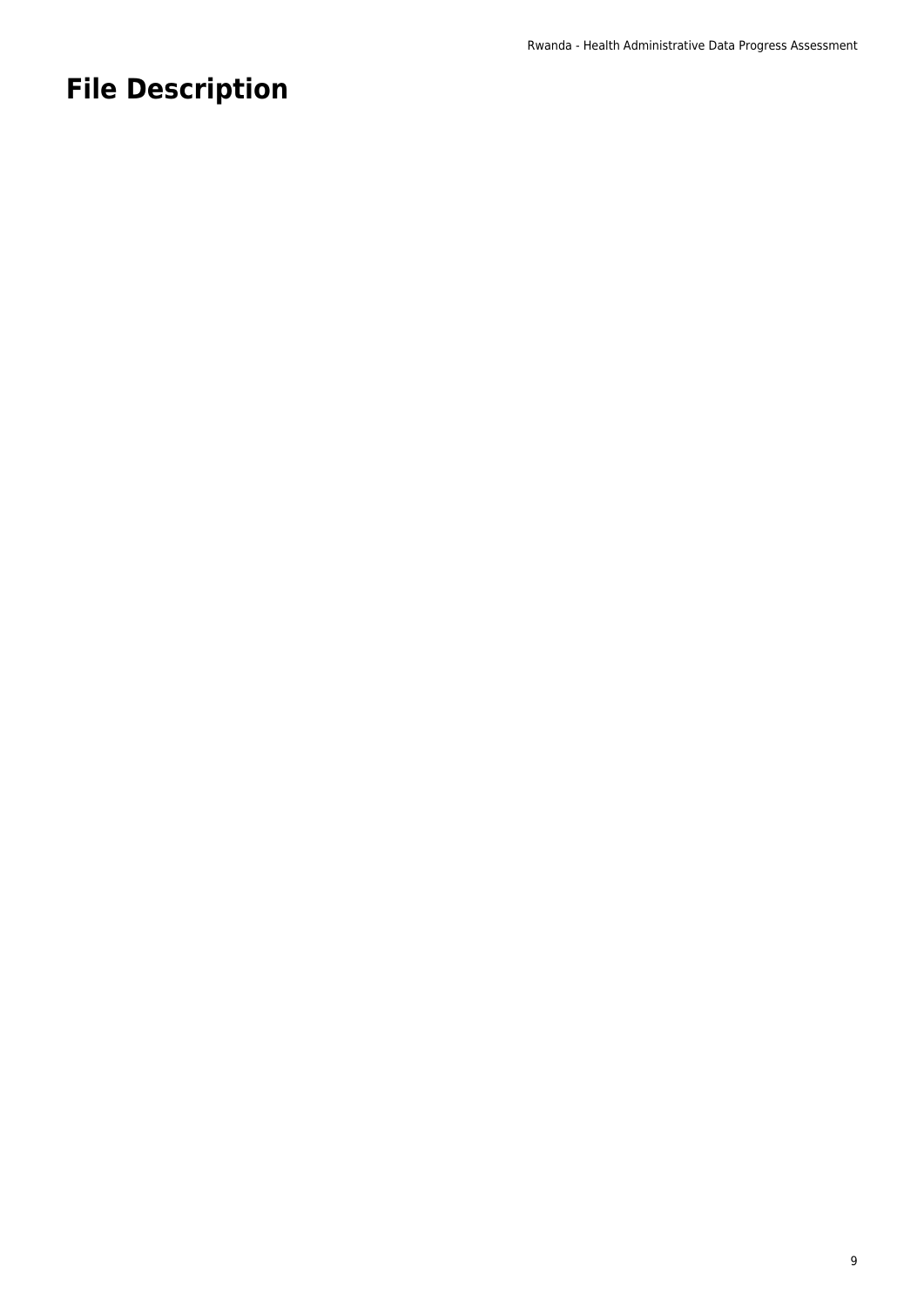# File Description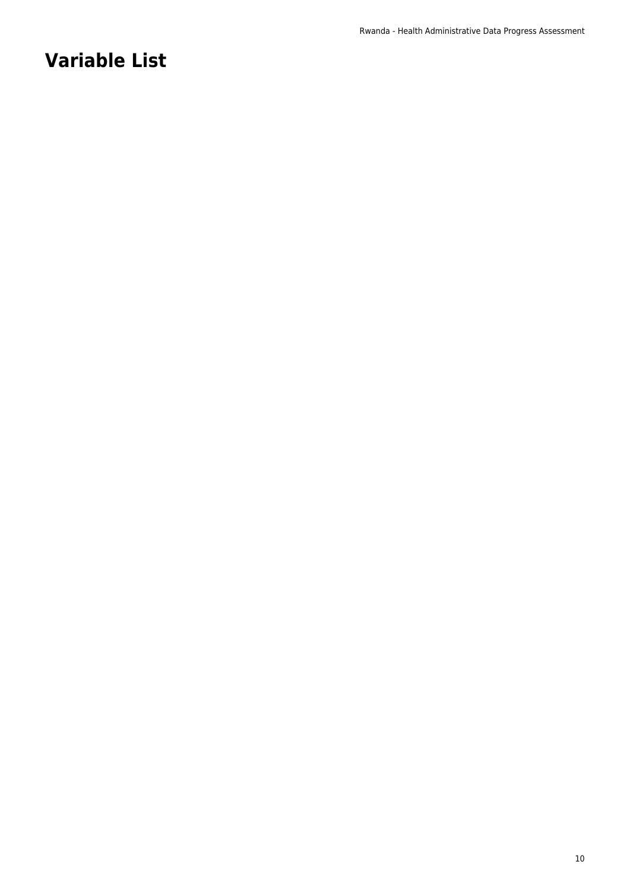# Variable List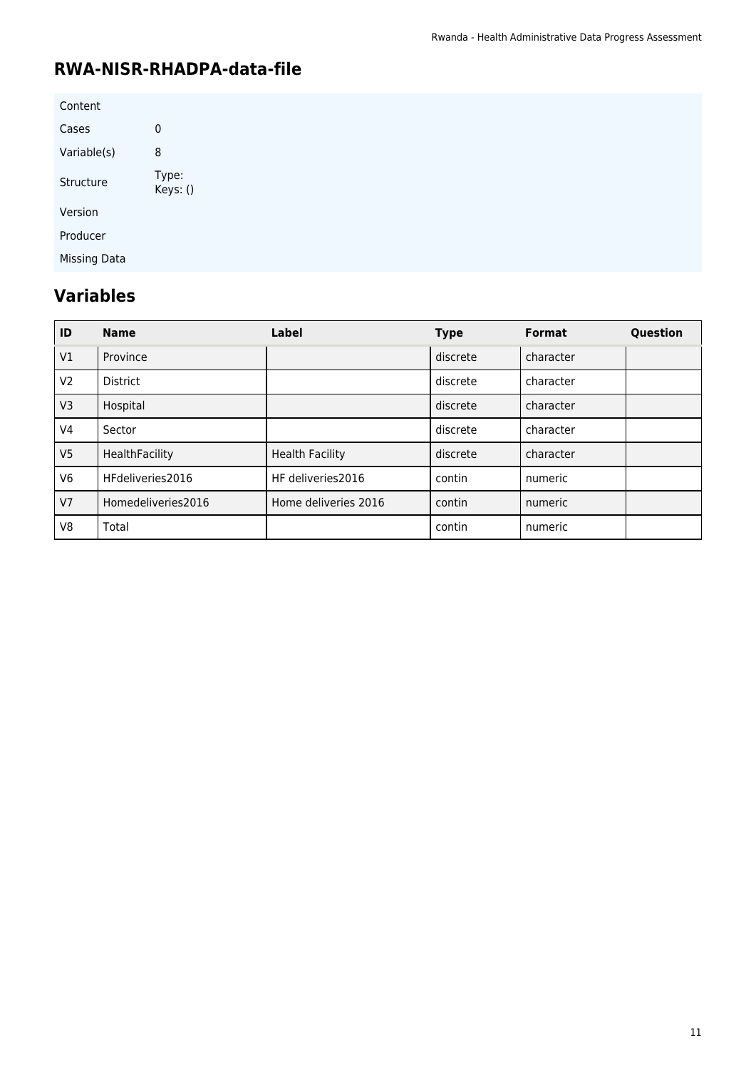## RWA-NISR-RHADPA-data-file

| Content | |
|---|---|
| Cases | 0 |
| Variable(s) | 8 |
| Structure | Type: Keys: () |
| Version | |
| Producer | |
| Missing Data | |

## Variables

| ID | Name | Label | Type | Format | Question |
|---|---|---|---|---|---|
| V1 | Province | | discrete | character | |
| V2 | District | | discrete | character | |
| V3 | Hospital | | discrete | character | |
| V4 | Sector | | discrete | character | |
| V5 | HealthFacility | Health Facility | discrete | character | |
| V6 | HFdeliveries2016 | HF deliveries2016 | contin | numeric | |
| V7 | Homedeliveries2016 | Home deliveries 2016 | contin | numeric | |
| V8 | Total | | contin | numeric | |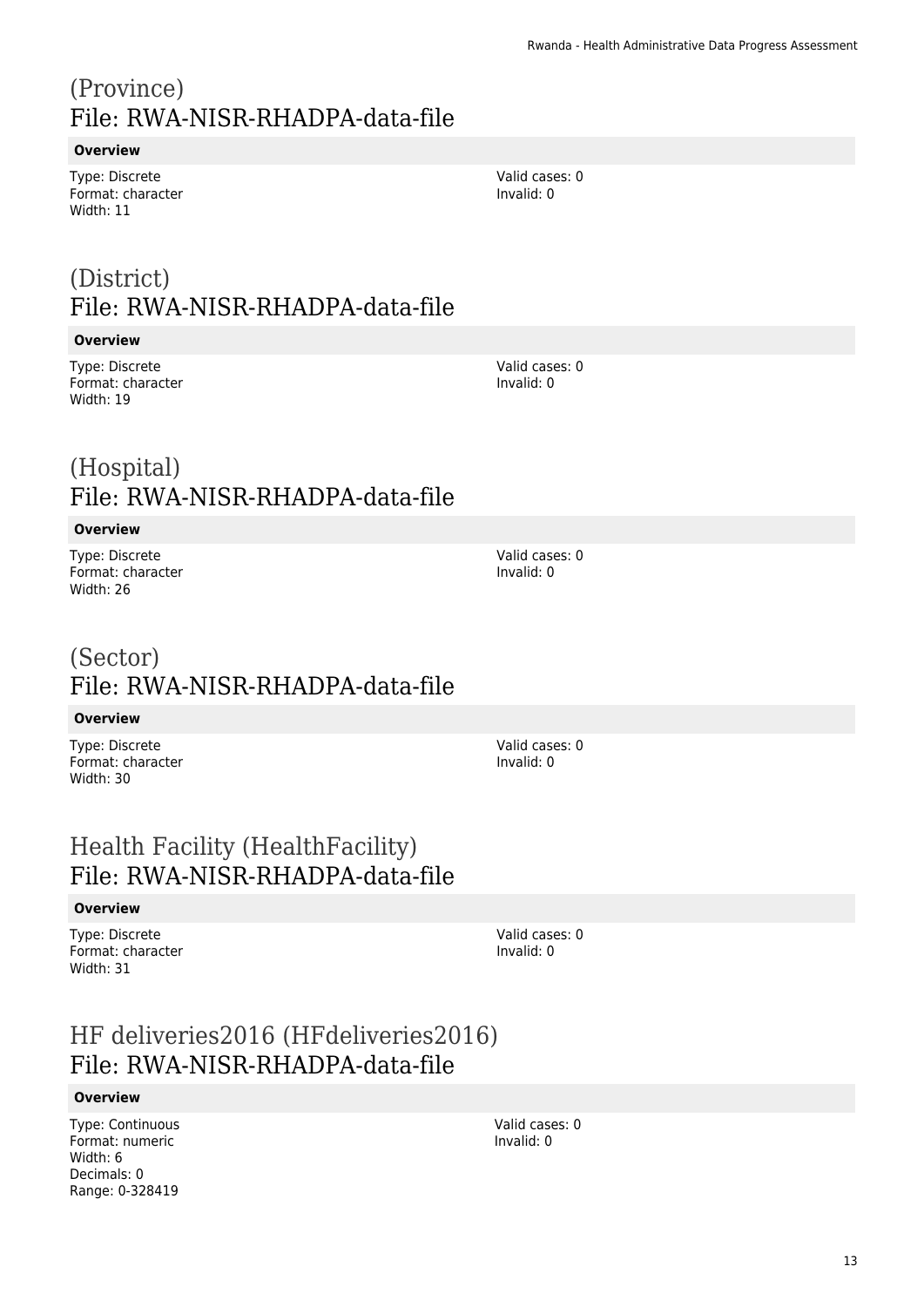# (Province)
## File: RWA-NISR-RHADPA-data-file

**Overview**

Type: Discrete
Format: character
Width: 11

Valid cases: 0
Invalid: 0

# (District)
## File: RWA-NISR-RHADPA-data-file

**Overview**

Type: Discrete
Format: character
Width: 19

Valid cases: 0
Invalid: 0

# (Hospital)
## File: RWA-NISR-RHADPA-data-file

**Overview**

Type: Discrete
Format: character
Width: 26

Valid cases: 0
Invalid: 0

# (Sector)
## File: RWA-NISR-RHADPA-data-file

**Overview**

Type: Discrete
Format: character
Width: 30

Valid cases: 0
Invalid: 0

# Health Facility (HealthFacility)
## File: RWA-NISR-RHADPA-data-file

**Overview**

Type: Discrete
Format: character
Width: 31

Valid cases: 0
Invalid: 0

# HF deliveries2016 (HFdeliveries2016)
## File: RWA-NISR-RHADPA-data-file

**Overview**

Type: Continuous
Format: numeric
Width: 6
Decimals: 0
Range: 0-328419

Valid cases: 0
Invalid: 0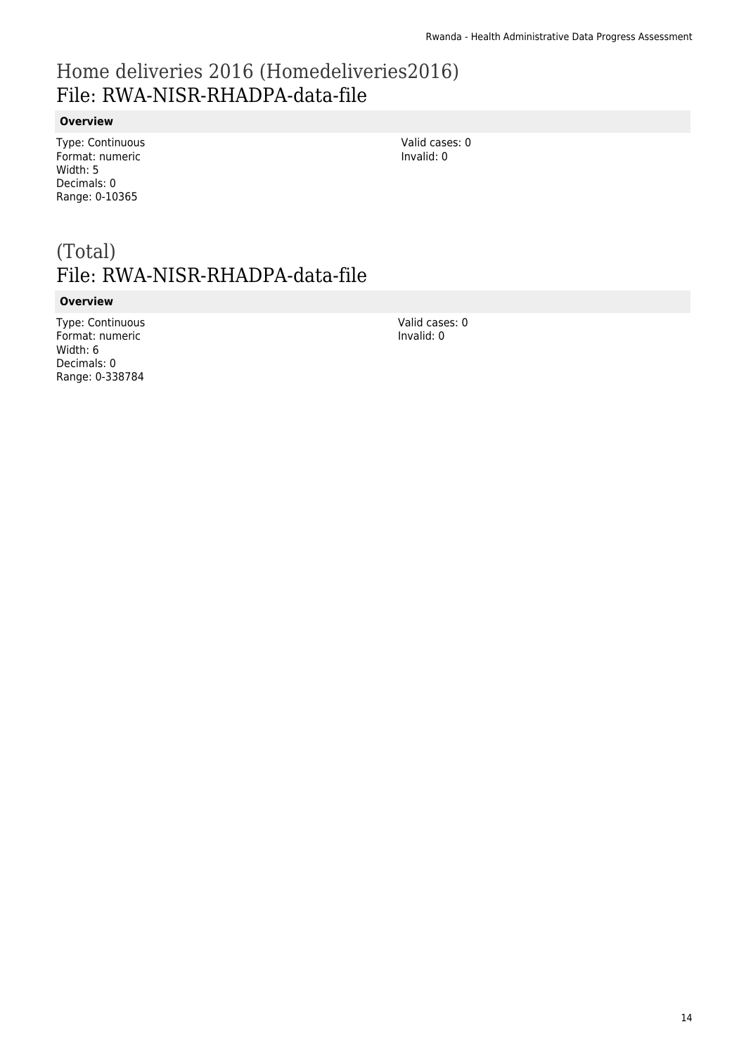# Home deliveries 2016 (Homedeliveries2016)
## File: RWA-NISR-RHADPA-data-file

**Overview**

Type: Continuous
Format: numeric
Width: 5
Decimals: 0
Range: 0-10365

Valid cases: 0
Invalid: 0

# (Total)
## File: RWA-NISR-RHADPA-data-file

**Overview**

Type: Continuous
Format: numeric
Width: 6
Decimals: 0
Range: 0-338784

Valid cases: 0
Invalid: 0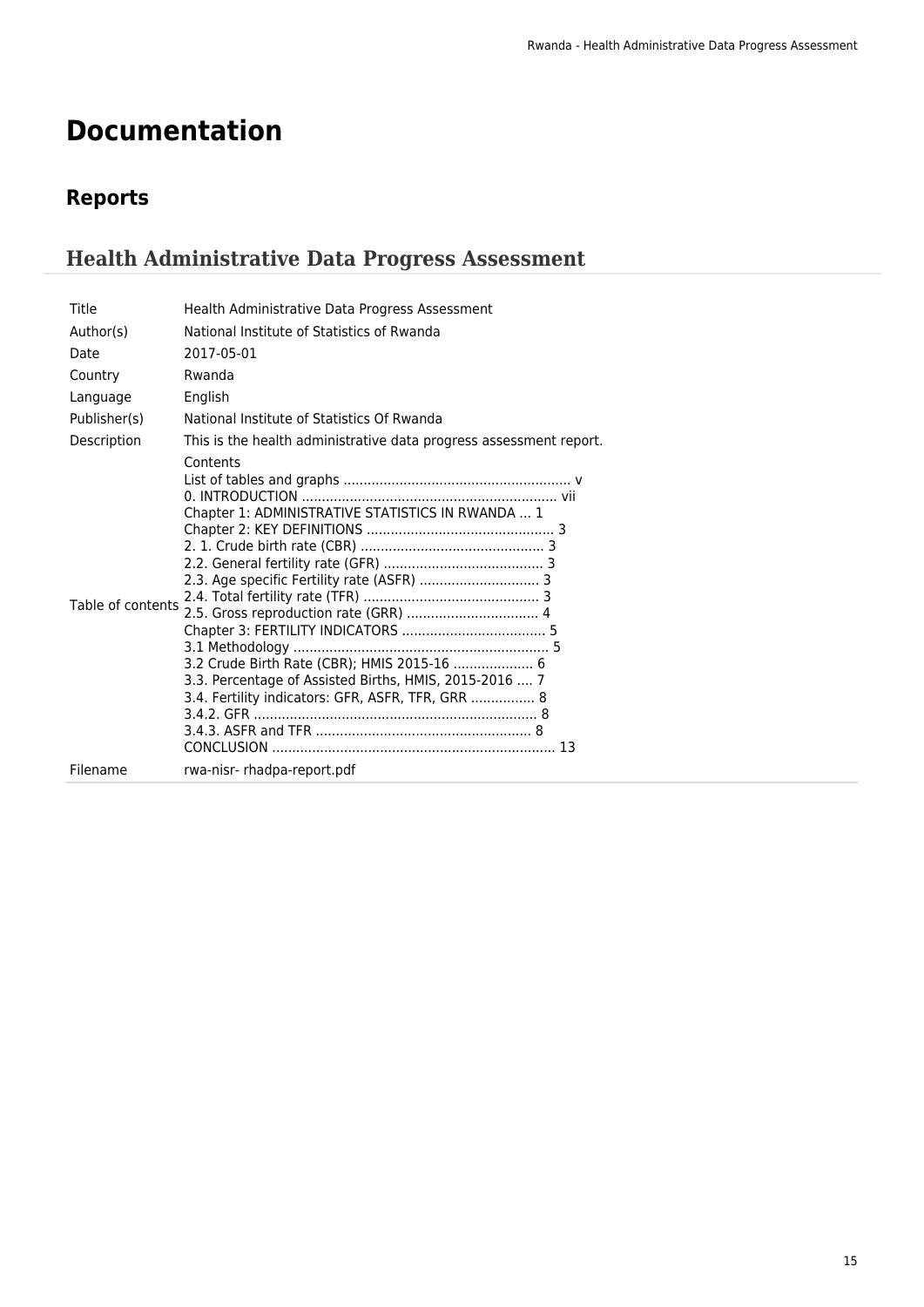# Documentation

## Reports

### Health Administrative Data Progress Assessment

| | |
|---|---|
| Title | Health Administrative Data Progress Assessment |
| Author(s) | National Institute of Statistics of Rwanda |
| Date | 2017-05-01 |
| Country | Rwanda |
| Language | English |
| Publisher(s) | National Institute of Statistics Of Rwanda |
| Description | This is the health administrative data progress assessment report. |
| Table of contents | Contents<br>List of tables and graphs ......................................................... v<br>0. INTRODUCTION ................................................................ vii<br>Chapter 1: ADMINISTRATIVE STATISTICS IN RWANDA ... 1<br>Chapter 2: KEY DEFINITIONS ............................................... 3<br>2. 1. Crude birth rate (CBR) .............................................. 3<br>2.2. General fertility rate (GFR) ........................................ 3<br>2.3. Age specific Fertility rate (ASFR) .............................. 3<br>2.4. Total fertility rate (TFR) ........................................... 3<br>2.5. Gross reproduction rate (GRR) ................................. 4<br>Chapter 3: FERTILITY INDICATORS .................................... 5<br>3.1 Methodology ............................................................... 5<br>3.2 Crude Birth Rate (CBR); HMIS 2015-16 .................... 6<br>3.3. Percentage of Assisted Births, HMIS, 2015-2016 .... 7<br>3.4. Fertility indicators: GFR, ASFR, TFR, GRR ................ 8<br>3.4.2. GFR ....................................................................... 8<br>3.4.3. ASFR and TFR ...................................................... 8<br>CONCLUSION ...................................................................... 13 |
| Filename | rwa-nisr- rhadpa-report.pdf |